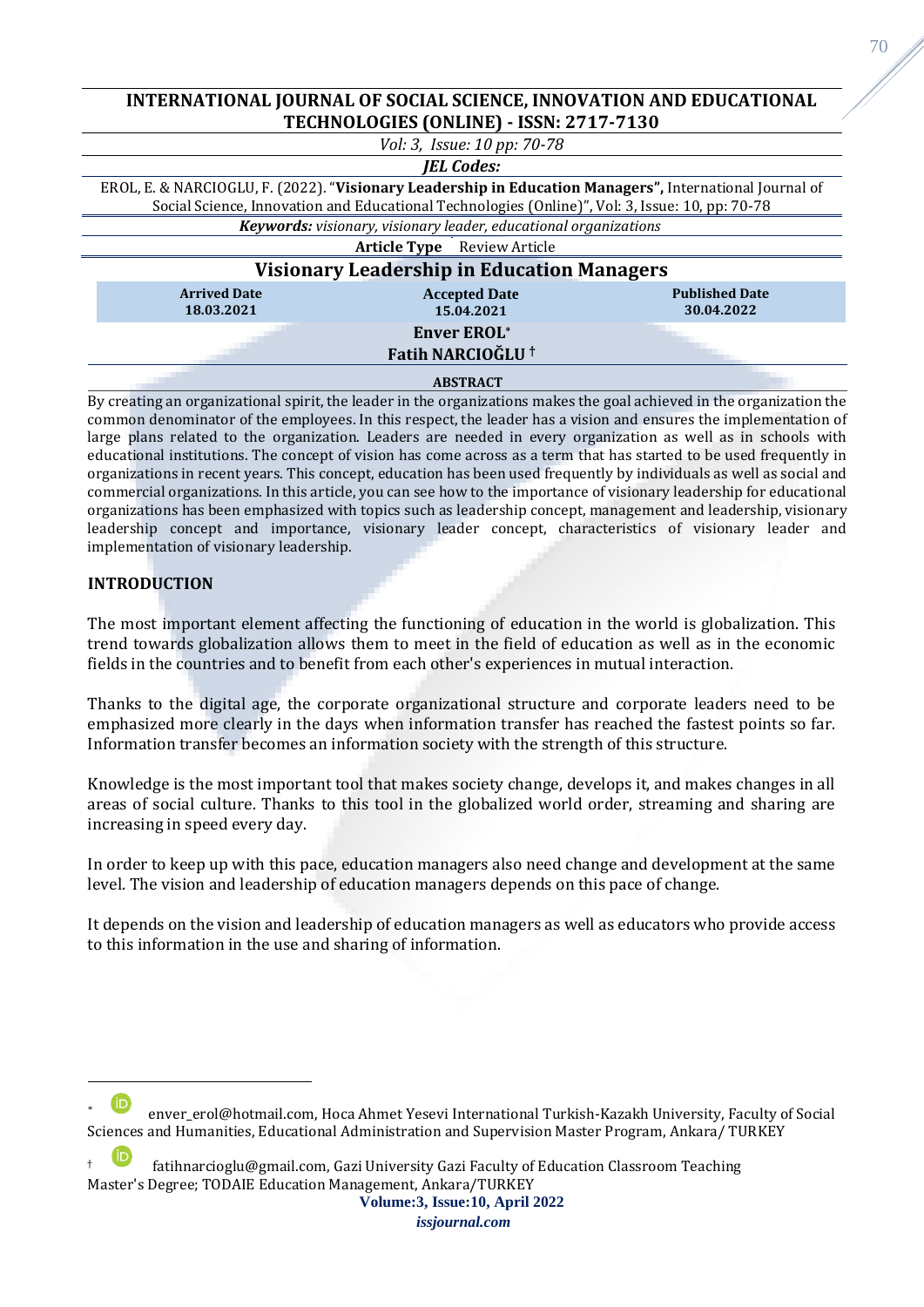**INTERNATIONAL JOURNAL OF SOCIAL SCIENCE, INNOVATION AND EDUCATIONAL TECHNOLOGIES (ONLINE) - ISSN: 2717-7130**

*Vol: 3, Issue: 10 pp: 70-78*

***JEL Codes:***

EROL, E. & NARCIOGLU, F. (2022). "**Visionary Leadership in Education Managers",** International Journal of Social Science, Innovation and Educational Technologies (Online)", Vol: 3, Issue: 10, pp: 70-78

***Keywords:*** *visionary, visionary leader, educational organizations*

**Article Type** Review Article

# Visionary Leadership in Education Managers

| Arrived Date | Accepted Date | Published Date |
|---|---|---|
| 18.03.2021 | 15.04.2021 | 30.04.2022 |

**Enver EROL**[*]

**Fatih NARCIOĞLU**[†]

**ABSTRACT**

By creating an organizational spirit, the leader in the organizations makes the goal achieved in the organization the common denominator of the employees. In this respect, the leader has a vision and ensures the implementation of large plans related to the organization. Leaders are needed in every organization as well as in schools with educational institutions. The concept of vision has come across as a term that has started to be used frequently in organizations in recent years. This concept, education has been used frequently by individuals as well as social and commercial organizations. In this article, you can see how to the importance of visionary leadership for educational organizations has been emphasized with topics such as leadership concept, management and leadership, visionary leadership concept and importance, visionary leader concept, characteristics of visionary leader and implementation of visionary leadership.

## INTRODUCTION

The most important element affecting the functioning of education in the world is globalization. This trend towards globalization allows them to meet in the field of education as well as in the economic fields in the countries and to benefit from each other's experiences in mutual interaction.

Thanks to the digital age, the corporate organizational structure and corporate leaders need to be emphasized more clearly in the days when information transfer has reached the fastest points so far. Information transfer becomes an information society with the strength of this structure.

Knowledge is the most important tool that makes society change, develops it, and makes changes in all areas of social culture. Thanks to this tool in the globalized world order, streaming and sharing are increasing in speed every day.

In order to keep up with this pace, education managers also need change and development at the same level. The vision and leadership of education managers depends on this pace of change.

It depends on the vision and leadership of education managers as well as educators who provide access to this information in the use and sharing of information.

---

[*] enver_erol@hotmail.com, Hoca Ahmet Yesevi International Turkish-Kazakh University, Faculty of Social Sciences and Humanities, Educational Administration and Supervision Master Program, Ankara/ TURKEY

[†] fatihnarcioglu@gmail.com, Gazi University Gazi Faculty of Education Classroom Teaching Master's Degree; TODAIE Education Management, Ankara/TURKEY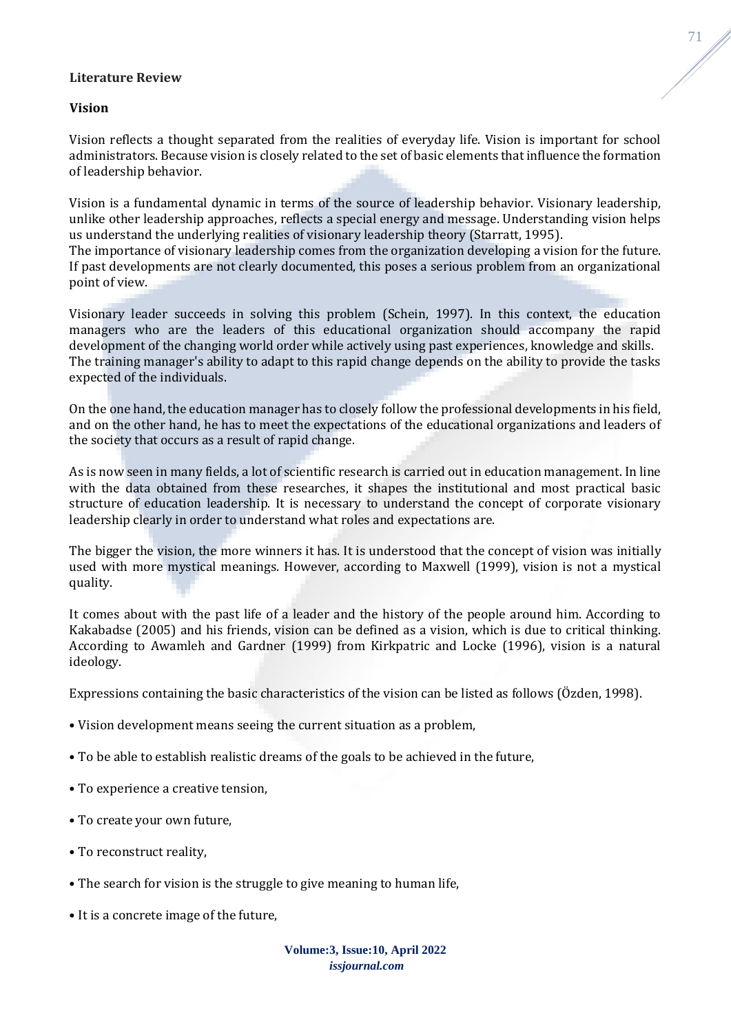## Literature Review

### Vision

Vision reflects a thought separated from the realities of everyday life. Vision is important for school administrators. Because vision is closely related to the set of basic elements that influence the formation of leadership behavior.

Vision is a fundamental dynamic in terms of the source of leadership behavior. Visionary leadership, unlike other leadership approaches, reflects a special energy and message. Understanding vision helps us understand the underlying realities of visionary leadership theory (Starratt, 1995).
The importance of visionary leadership comes from the organization developing a vision for the future. If past developments are not clearly documented, this poses a serious problem from an organizational point of view.

Visionary leader succeeds in solving this problem (Schein, 1997). In this context, the education managers who are the leaders of this educational organization should accompany the rapid development of the changing world order while actively using past experiences, knowledge and skills.
The training manager's ability to adapt to this rapid change depends on the ability to provide the tasks expected of the individuals.

On the one hand, the education manager has to closely follow the professional developments in his field, and on the other hand, he has to meet the expectations of the educational organizations and leaders of the society that occurs as a result of rapid change.

As is now seen in many fields, a lot of scientific research is carried out in education management. In line with the data obtained from these researches, it shapes the institutional and most practical basic structure of education leadership. It is necessary to understand the concept of corporate visionary leadership clearly in order to understand what roles and expectations are.

The bigger the vision, the more winners it has. It is understood that the concept of vision was initially used with more mystical meanings. However, according to Maxwell (1999), vision is not a mystical quality.

It comes about with the past life of a leader and the history of the people around him. According to Kakabadse (2005) and his friends, vision can be defined as a vision, which is due to critical thinking. According to Awamleh and Gardner (1999) from Kirkpatric and Locke (1996), vision is a natural ideology.

Expressions containing the basic characteristics of the vision can be listed as follows (Özden, 1998).

- Vision development means seeing the current situation as a problem,
- To be able to establish realistic dreams of the goals to be achieved in the future,
- To experience a creative tension,
- To create your own future,
- To reconstruct reality,
- The search for vision is the struggle to give meaning to human life,
- It is a concrete image of the future,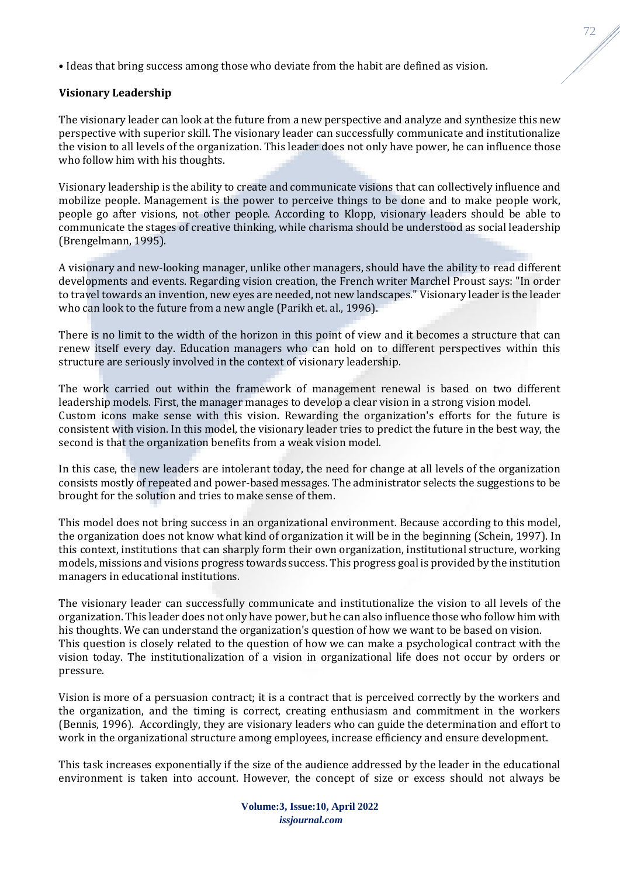• Ideas that bring success among those who deviate from the habit are defined as vision.

## Visionary Leadership

The visionary leader can look at the future from a new perspective and analyze and synthesize this new perspective with superior skill. The visionary leader can successfully communicate and institutionalize the vision to all levels of the organization. This leader does not only have power, he can influence those who follow him with his thoughts.

Visionary leadership is the ability to create and communicate visions that can collectively influence and mobilize people. Management is the power to perceive things to be done and to make people work, people go after visions, not other people. According to Klopp, visionary leaders should be able to communicate the stages of creative thinking, while charisma should be understood as social leadership (Brengelmann, 1995).

A visionary and new-looking manager, unlike other managers, should have the ability to read different developments and events. Regarding vision creation, the French writer Marchel Proust says: "In order to travel towards an invention, new eyes are needed, not new landscapes." Visionary leader is the leader who can look to the future from a new angle (Parikh et. al., 1996).

There is no limit to the width of the horizon in this point of view and it becomes a structure that can renew itself every day. Education managers who can hold on to different perspectives within this structure are seriously involved in the context of visionary leadership.

The work carried out within the framework of management renewal is based on two different leadership models. First, the manager manages to develop a clear vision in a strong vision model. Custom icons make sense with this vision. Rewarding the organization's efforts for the future is consistent with vision. In this model, the visionary leader tries to predict the future in the best way, the second is that the organization benefits from a weak vision model.

In this case, the new leaders are intolerant today, the need for change at all levels of the organization consists mostly of repeated and power-based messages. The administrator selects the suggestions to be brought for the solution and tries to make sense of them.

This model does not bring success in an organizational environment. Because according to this model, the organization does not know what kind of organization it will be in the beginning (Schein, 1997). In this context, institutions that can sharply form their own organization, institutional structure, working models, missions and visions progress towards success. This progress goal is provided by the institution managers in educational institutions.

The visionary leader can successfully communicate and institutionalize the vision to all levels of the organization. This leader does not only have power, but he can also influence those who follow him with his thoughts. We can understand the organization's question of how we want to be based on vision. This question is closely related to the question of how we can make a psychological contract with the vision today. The institutionalization of a vision in organizational life does not occur by orders or pressure.

Vision is more of a persuasion contract; it is a contract that is perceived correctly by the workers and the organization, and the timing is correct, creating enthusiasm and commitment in the workers (Bennis, 1996). Accordingly, they are visionary leaders who can guide the determination and effort to work in the organizational structure among employees, increase efficiency and ensure development.

This task increases exponentially if the size of the audience addressed by the leader in the educational environment is taken into account. However, the concept of size or excess should not always be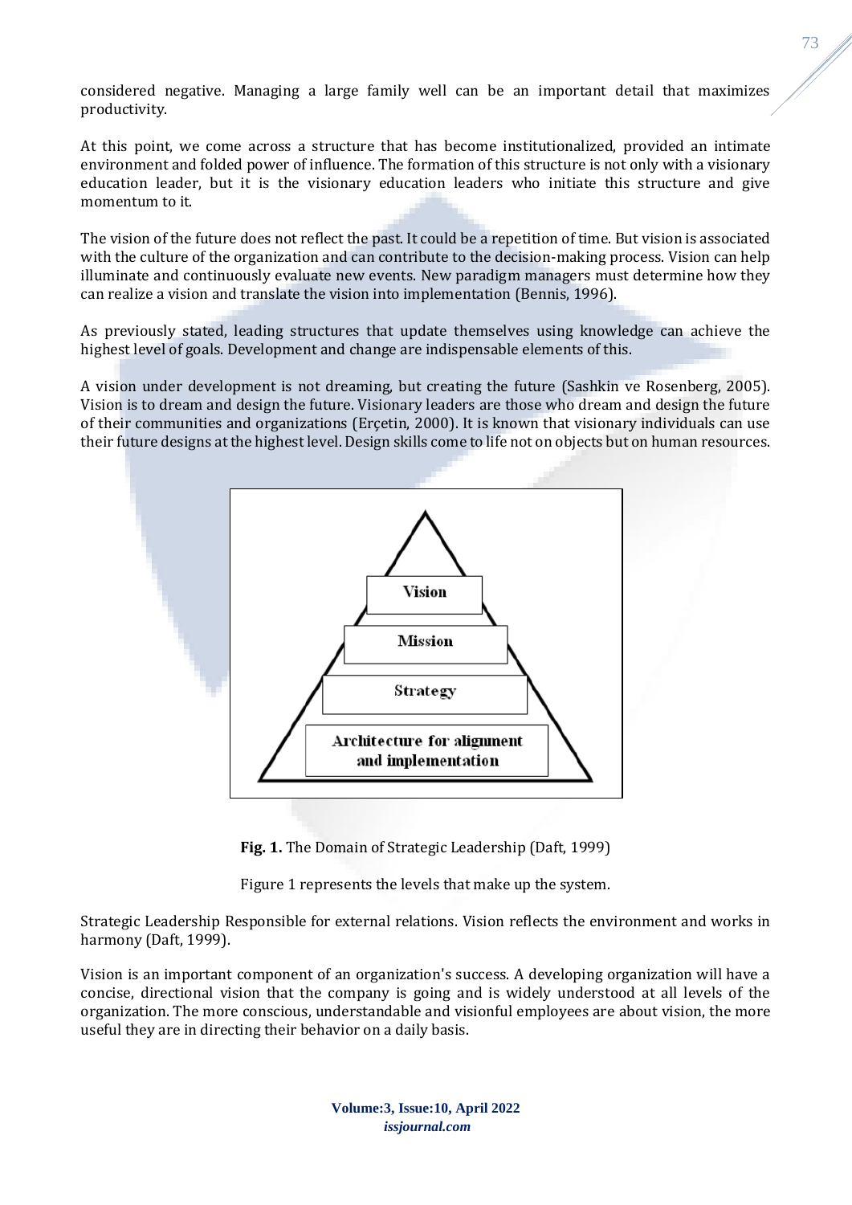considered negative. Managing a large family well can be an important detail that maximizes productivity.

At this point, we come across a structure that has become institutionalized, provided an intimate environment and folded power of influence. The formation of this structure is not only with a visionary education leader, but it is the visionary education leaders who initiate this structure and give momentum to it.

The vision of the future does not reflect the past. It could be a repetition of time. But vision is associated with the culture of the organization and can contribute to the decision-making process. Vision can help illuminate and continuously evaluate new events. New paradigm managers must determine how they can realize a vision and translate the vision into implementation (Bennis, 1996).

As previously stated, leading structures that update themselves using knowledge can achieve the highest level of goals. Development and change are indispensable elements of this.

A vision under development is not dreaming, but creating the future (Sashkin ve Rosenberg, 2005). Vision is to dream and design the future. Visionary leaders are those who dream and design the future of their communities and organizations (Erçetin, 2000). It is known that visionary individuals can use their future designs at the highest level. Design skills come to life not on objects but on human resources.

Vision

Mission

Strategy

Architecture for alignment and implementation

**Fig. 1.** The Domain of Strategic Leadership (Daft, 1999)

Figure 1 represents the levels that make up the system.

Strategic Leadership Responsible for external relations. Vision reflects the environment and works in harmony (Daft, 1999).

Vision is an important component of an organization's success. A developing organization will have a concise, directional vision that the company is going and is widely understood at all levels of the organization. The more conscious, understandable and visionful employees are about vision, the more useful they are in directing their behavior on a daily basis.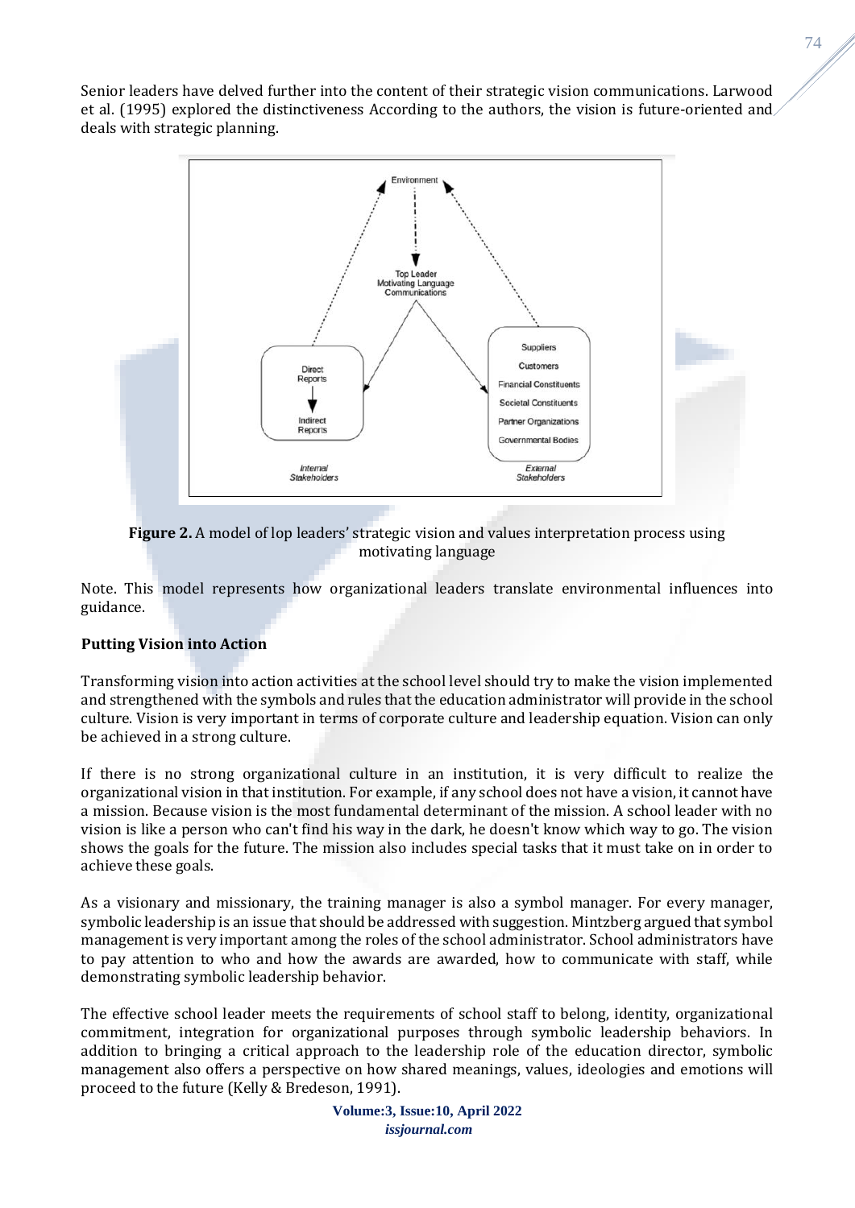Senior leaders have delved further into the content of their strategic vision communications. Larwood et al. (1995) explored the distinctiveness According to the authors, the vision is future-oriented and deals with strategic planning.

**Figure 2.** A model of lop leaders' strategic vision and values interpretation process using motivating language

Note. This model represents how organizational leaders translate environmental influences into guidance.

**Putting Vision into Action**

Transforming vision into action activities at the school level should try to make the vision implemented and strengthened with the symbols and rules that the education administrator will provide in the school culture. Vision is very important in terms of corporate culture and leadership equation. Vision can only be achieved in a strong culture.

If there is no strong organizational culture in an institution, it is very difficult to realize the organizational vision in that institution. For example, if any school does not have a vision, it cannot have a mission. Because vision is the most fundamental determinant of the mission. A school leader with no vision is like a person who can't find his way in the dark, he doesn't know which way to go. The vision shows the goals for the future. The mission also includes special tasks that it must take on in order to achieve these goals.

As a visionary and missionary, the training manager is also a symbol manager. For every manager, symbolic leadership is an issue that should be addressed with suggestion. Mintzberg argued that symbol management is very important among the roles of the school administrator. School administrators have to pay attention to who and how the awards are awarded, how to communicate with staff, while demonstrating symbolic leadership behavior.

The effective school leader meets the requirements of school staff to belong, identity, organizational commitment, integration for organizational purposes through symbolic leadership behaviors. In addition to bringing a critical approach to the leadership role of the education director, symbolic management also offers a perspective on how shared meanings, values, ideologies and emotions will proceed to the future (Kelly & Bredeson, 1991).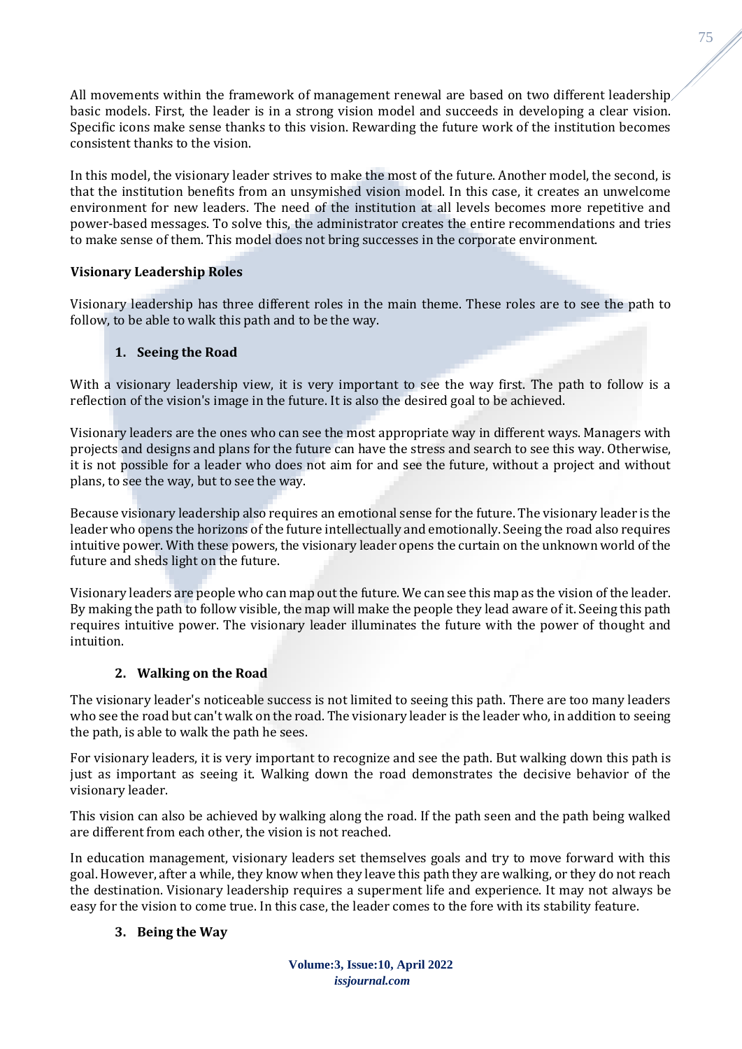All movements within the framework of management renewal are based on two different leadership basic models. First, the leader is in a strong vision model and succeeds in developing a clear vision. Specific icons make sense thanks to this vision. Rewarding the future work of the institution becomes consistent thanks to the vision.

In this model, the visionary leader strives to make the most of the future. Another model, the second, is that the institution benefits from an unsymished vision model. In this case, it creates an unwelcome environment for new leaders. The need of the institution at all levels becomes more repetitive and power-based messages. To solve this, the administrator creates the entire recommendations and tries to make sense of them. This model does not bring successes in the corporate environment.

### Visionary Leadership Roles

Visionary leadership has three different roles in the main theme. These roles are to see the path to follow, to be able to walk this path and to be the way.

#### 1. Seeing the Road

With a visionary leadership view, it is very important to see the way first. The path to follow is a reflection of the vision's image in the future. It is also the desired goal to be achieved.

Visionary leaders are the ones who can see the most appropriate way in different ways. Managers with projects and designs and plans for the future can have the stress and search to see this way. Otherwise, it is not possible for a leader who does not aim for and see the future, without a project and without plans, to see the way, but to see the way.

Because visionary leadership also requires an emotional sense for the future. The visionary leader is the leader who opens the horizons of the future intellectually and emotionally. Seeing the road also requires intuitive power. With these powers, the visionary leader opens the curtain on the unknown world of the future and sheds light on the future.

Visionary leaders are people who can map out the future. We can see this map as the vision of the leader. By making the path to follow visible, the map will make the people they lead aware of it. Seeing this path requires intuitive power. The visionary leader illuminates the future with the power of thought and intuition.

#### 2. Walking on the Road

The visionary leader's noticeable success is not limited to seeing this path. There are too many leaders who see the road but can't walk on the road. The visionary leader is the leader who, in addition to seeing the path, is able to walk the path he sees.

For visionary leaders, it is very important to recognize and see the path. But walking down this path is just as important as seeing it. Walking down the road demonstrates the decisive behavior of the visionary leader.

This vision can also be achieved by walking along the road. If the path seen and the path being walked are different from each other, the vision is not reached.

In education management, visionary leaders set themselves goals and try to move forward with this goal. However, after a while, they know when they leave this path they are walking, or they do not reach the destination. Visionary leadership requires a superment life and experience. It may not always be easy for the vision to come true. In this case, the leader comes to the fore with its stability feature.

#### 3. Being the Way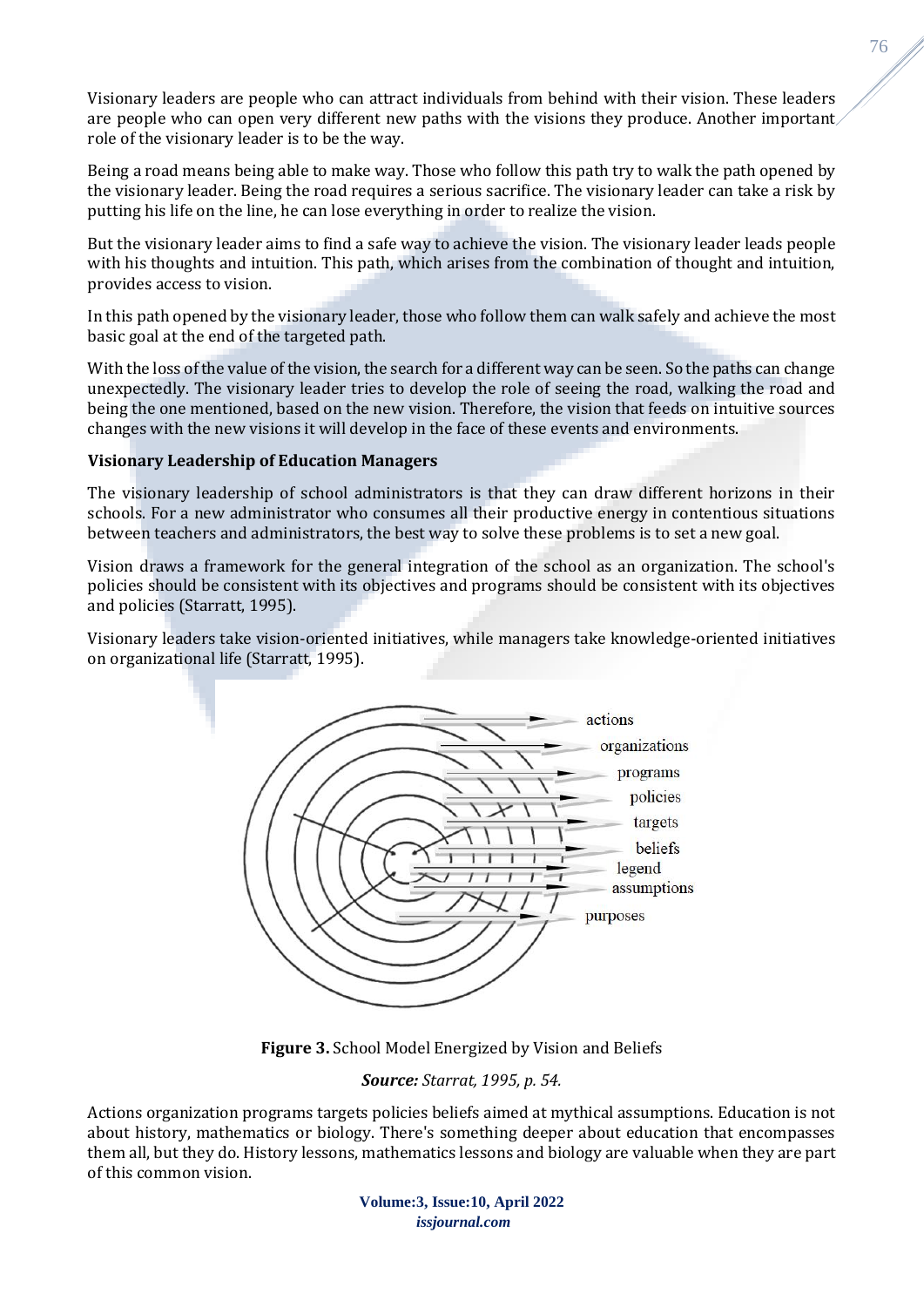Visionary leaders are people who can attract individuals from behind with their vision. These leaders are people who can open very different new paths with the visions they produce. Another important role of the visionary leader is to be the way.

Being a road means being able to make way. Those who follow this path try to walk the path opened by the visionary leader. Being the road requires a serious sacrifice. The visionary leader can take a risk by putting his life on the line, he can lose everything in order to realize the vision.

But the visionary leader aims to find a safe way to achieve the vision. The visionary leader leads people with his thoughts and intuition. This path, which arises from the combination of thought and intuition, provides access to vision.

In this path opened by the visionary leader, those who follow them can walk safely and achieve the most basic goal at the end of the targeted path.

With the loss of the value of the vision, the search for a different way can be seen. So the paths can change unexpectedly. The visionary leader tries to develop the role of seeing the road, walking the road and being the one mentioned, based on the new vision. Therefore, the vision that feeds on intuitive sources changes with the new visions it will develop in the face of these events and environments.

**Visionary Leadership of Education Managers**

The visionary leadership of school administrators is that they can draw different horizons in their schools. For a new administrator who consumes all their productive energy in contentious situations between teachers and administrators, the best way to solve these problems is to set a new goal.

Vision draws a framework for the general integration of the school as an organization. The school's policies should be consistent with its objectives and programs should be consistent with its objectives and policies (Starratt, 1995).

Visionary leaders take vision-oriented initiatives, while managers take knowledge-oriented initiatives on organizational life (Starratt, 1995).

actions
organizations
programs
policies
targets
beliefs
legend
assumptions
purposes

**Figure 3.** School Model Energized by Vision and Beliefs

***Source:*** *Starrat, 1995, p. 54.*

Actions organization programs targets policies beliefs aimed at mythical assumptions. Education is not about history, mathematics or biology. There's something deeper about education that encompasses them all, but they do. History lessons, mathematics lessons and biology are valuable when they are part of this common vision.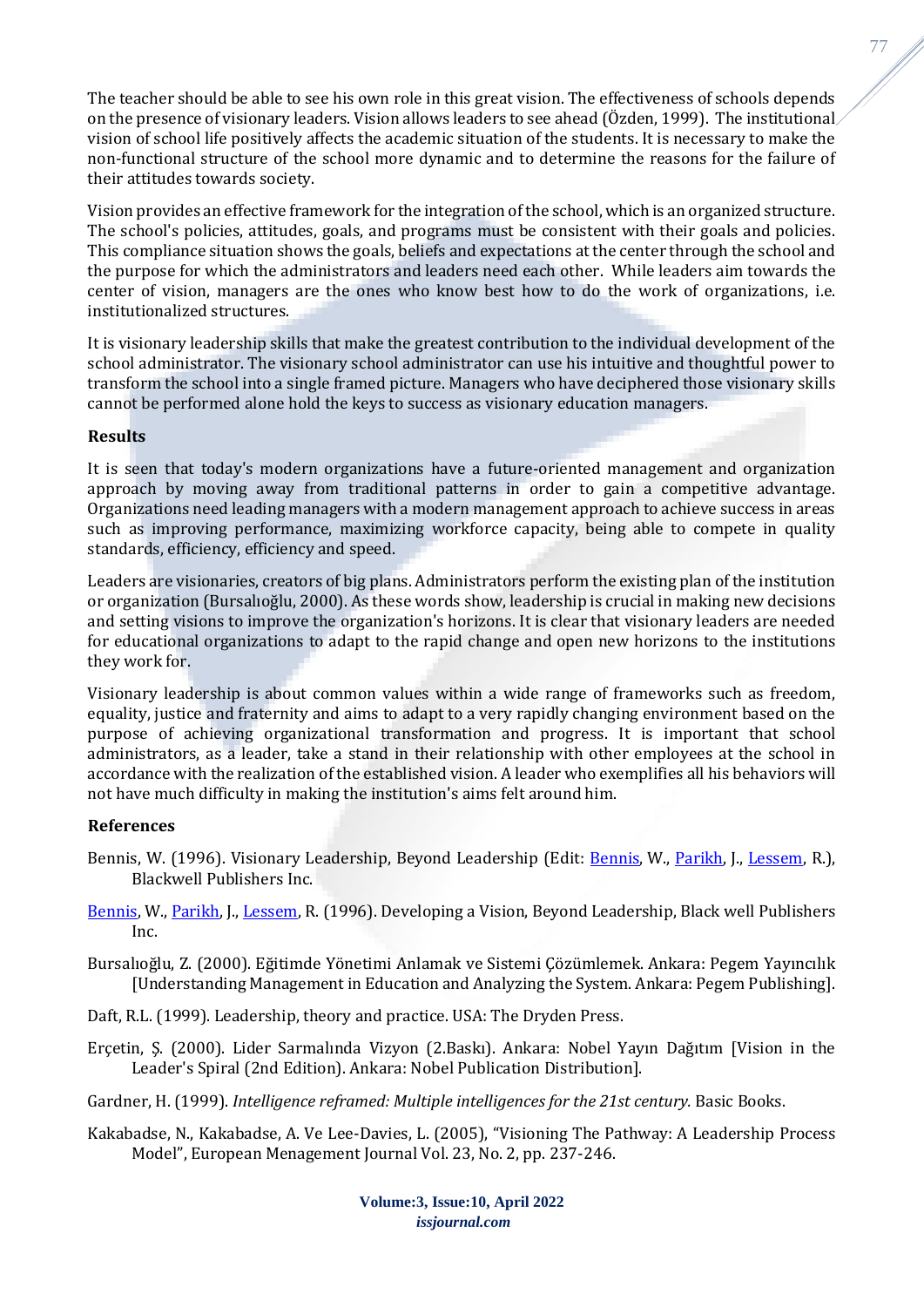The teacher should be able to see his own role in this great vision. The effectiveness of schools depends on the presence of visionary leaders. Vision allows leaders to see ahead (Özden, 1999). The institutional vision of school life positively affects the academic situation of the students. It is necessary to make the non-functional structure of the school more dynamic and to determine the reasons for the failure of their attitudes towards society.

Vision provides an effective framework for the integration of the school, which is an organized structure. The school's policies, attitudes, goals, and programs must be consistent with their goals and policies. This compliance situation shows the goals, beliefs and expectations at the center through the school and the purpose for which the administrators and leaders need each other. While leaders aim towards the center of vision, managers are the ones who know best how to do the work of organizations, i.e. institutionalized structures.

It is visionary leadership skills that make the greatest contribution to the individual development of the school administrator. The visionary school administrator can use his intuitive and thoughtful power to transform the school into a single framed picture. Managers who have deciphered those visionary skills cannot be performed alone hold the keys to success as visionary education managers.

## Results

It is seen that today's modern organizations have a future-oriented management and organization approach by moving away from traditional patterns in order to gain a competitive advantage. Organizations need leading managers with a modern management approach to achieve success in areas such as improving performance, maximizing workforce capacity, being able to compete in quality standards, efficiency, efficiency and speed.

Leaders are visionaries, creators of big plans. Administrators perform the existing plan of the institution or organization (Bursalıoğlu, 2000). As these words show, leadership is crucial in making new decisions and setting visions to improve the organization's horizons. It is clear that visionary leaders are needed for educational organizations to adapt to the rapid change and open new horizons to the institutions they work for.

Visionary leadership is about common values within a wide range of frameworks such as freedom, equality, justice and fraternity and aims to adapt to a very rapidly changing environment based on the purpose of achieving organizational transformation and progress. It is important that school administrators, as a leader, take a stand in their relationship with other employees at the school in accordance with the realization of the established vision. A leader who exemplifies all his behaviors will not have much difficulty in making the institution's aims felt around him.

## References

Bennis, W. (1996). Visionary Leadership, Beyond Leadership (Edit: Bennis, W., Parikh, J., Lessem, R.), Blackwell Publishers Inc.

Bennis, W., Parikh, J., Lessem, R. (1996). Developing a Vision, Beyond Leadership, Black well Publishers Inc.

Bursalıoğlu, Z. (2000). Eğitimde Yönetimi Anlamak ve Sistemi Çözümlemek. Ankara: Pegem Yayıncılık [Understanding Management in Education and Analyzing the System. Ankara: Pegem Publishing].

Daft, R.L. (1999). Leadership, theory and practice. USA: The Dryden Press.

Erçetin, Ş. (2000). Lider Sarmalında Vizyon (2.Baskı). Ankara: Nobel Yayın Dağıtım [Vision in the Leader's Spiral (2nd Edition). Ankara: Nobel Publication Distribution].

Gardner, H. (1999). *Intelligence reframed: Multiple intelligences for the 21st century.* Basic Books.

Kakabadse, N., Kakabadse, A. Ve Lee-Davies, L. (2005), "Visioning The Pathway: A Leadership Process Model", European Menagement Journal Vol. 23, No. 2, pp. 237-246.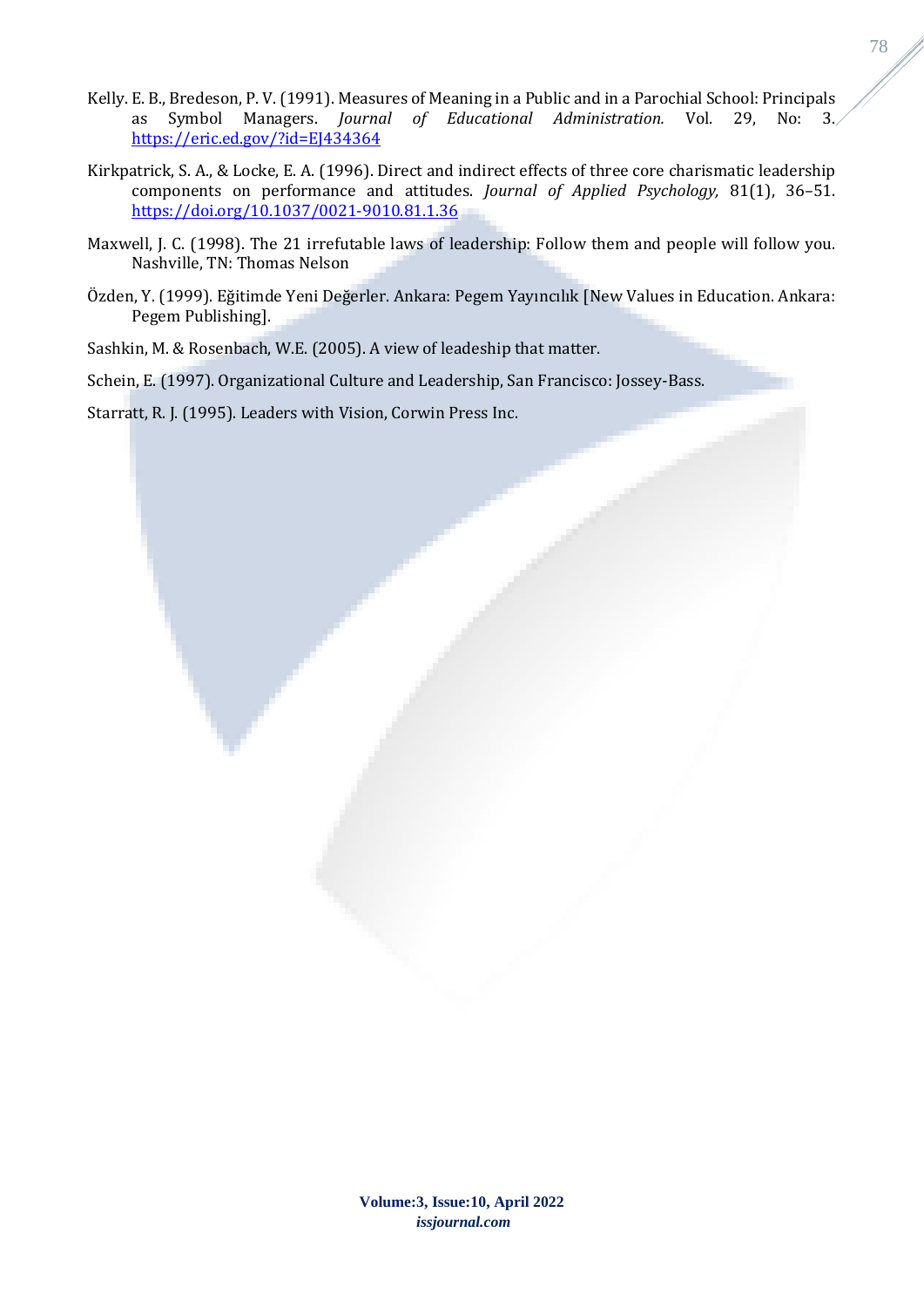Kelly. E. B., Bredeson, P. V. (1991). Measures of Meaning in a Public and in a Parochial School: Principals as Symbol Managers. *Journal of Educational Administration.* Vol. 29, No: 3. https://eric.ed.gov/?id=EJ434364

Kirkpatrick, S. A., & Locke, E. A. (1996). Direct and indirect effects of three core charismatic leadership components on performance and attitudes. *Journal of Applied Psychology,* 81(1), 36–51. https://doi.org/10.1037/0021-9010.81.1.36

Maxwell, J. C. (1998). The 21 irrefutable laws of leadership: Follow them and people will follow you. Nashville, TN: Thomas Nelson

Özden, Y. (1999). Eğitimde Yeni Değerler. Ankara: Pegem Yayıncılık [New Values in Education. Ankara: Pegem Publishing].

Sashkin, M. & Rosenbach, W.E. (2005). A view of leadeship that matter.

Schein, E. (1997). Organizational Culture and Leadership, San Francisco: Jossey-Bass.

Starratt, R. J. (1995). Leaders with Vision, Corwin Press Inc.